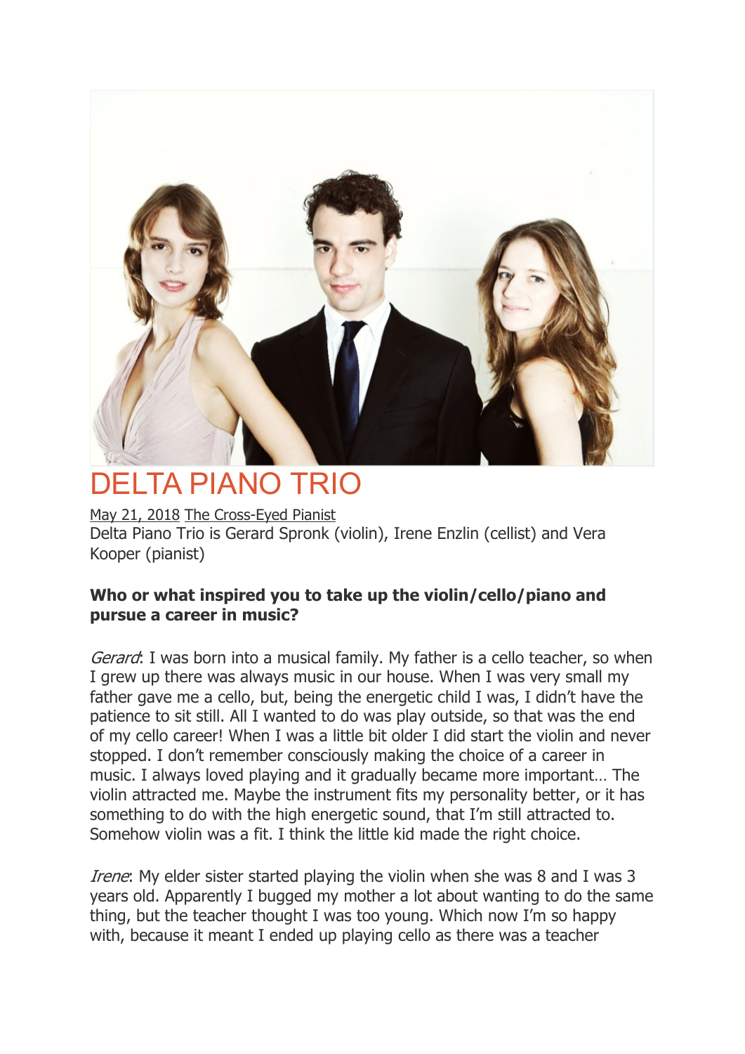# DELTA PIANO TRIO

May 21, 2018 The Cross-Eyed Pianist

Delta Piano Trio is Gerard Spronk (violin), Irene Enzlin (cellist) and Vera Kooper (pianist)

**Who or what inspired you to take up the violin/cello/piano and pursue a career in music?**

*Gerard*: I was born into a musical family. My father is a cello teacher, so when I grew up there was always music in our house. When I was very small my father gave me a cello, but, being the energetic child I was, I didn't have the patience to sit still. All I wanted to do was play outside, so that was the end of my cello career! When I was a little bit older I did start the violin and never stopped. I don't remember consciously making the choice of a career in music. I always loved playing and it gradually became more important… The violin attracted me. Maybe the instrument fits my personality better, or it has something to do with the high energetic sound, that I'm still attracted to. Somehow violin was a fit. I think the little kid made the right choice.

*Irene*: My elder sister started playing the violin when she was 8 and I was 3 years old. Apparently I bugged my mother a lot about wanting to do the same thing, but the teacher thought I was too young. Which now I'm so happy with, because it meant I ended up playing cello as there was a teacher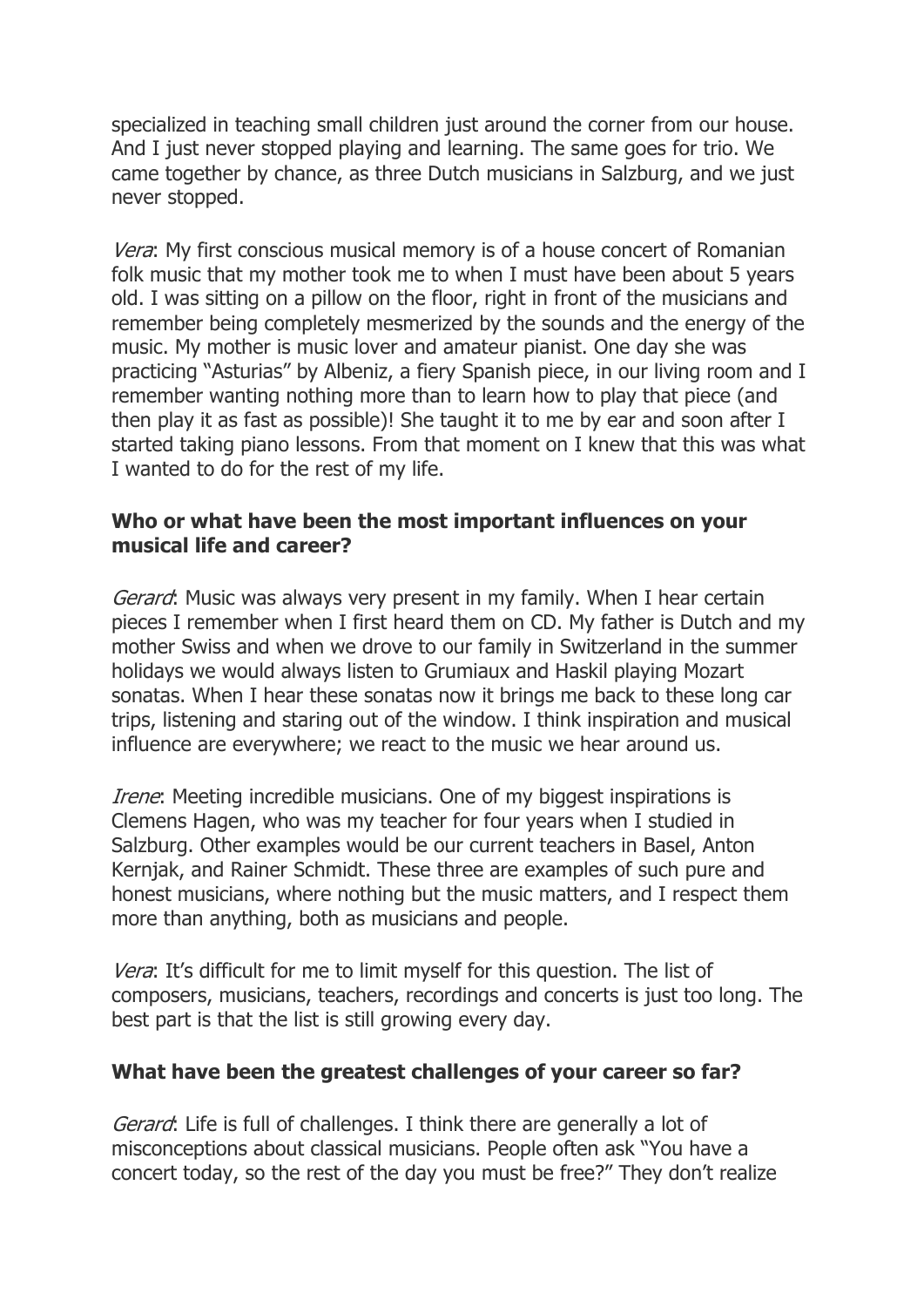specialized in teaching small children just around the corner from our house. And I just never stopped playing and learning. The same goes for trio. We came together by chance, as three Dutch musicians in Salzburg, and we just never stopped.

*Vera*: My first conscious musical memory is of a house concert of Romanian folk music that my mother took me to when I must have been about 5 years old. I was sitting on a pillow on the floor, right in front of the musicians and remember being completely mesmerized by the sounds and the energy of the music. My mother is music lover and amateur pianist. One day she was practicing "Asturias" by Albeniz, a fiery Spanish piece, in our living room and I remember wanting nothing more than to learn how to play that piece (and then play it as fast as possible)! She taught it to me by ear and soon after I started taking piano lessons. From that moment on I knew that this was what I wanted to do for the rest of my life.

**Who or what have been the most important influences on your musical life and career?**

*Gerard*: Music was always very present in my family. When I hear certain pieces I remember when I first heard them on CD. My father is Dutch and my mother Swiss and when we drove to our family in Switzerland in the summer holidays we would always listen to Grumiaux and Haskil playing Mozart sonatas. When I hear these sonatas now it brings me back to these long car trips, listening and staring out of the window. I think inspiration and musical influence are everywhere; we react to the music we hear around us.

*Irene*: Meeting incredible musicians. One of my biggest inspirations is Clemens Hagen, who was my teacher for four years when I studied in Salzburg. Other examples would be our current teachers in Basel, Anton Kernjak, and Rainer Schmidt. These three are examples of such pure and honest musicians, where nothing but the music matters, and I respect them more than anything, both as musicians and people.

*Vera*: It's difficult for me to limit myself for this question. The list of composers, musicians, teachers, recordings and concerts is just too long. The best part is that the list is still growing every day.

**What have been the greatest challenges of your career so far?**

*Gerard*: Life is full of challenges. I think there are generally a lot of misconceptions about classical musicians. People often ask "You have a concert today, so the rest of the day you must be free?" They don't realize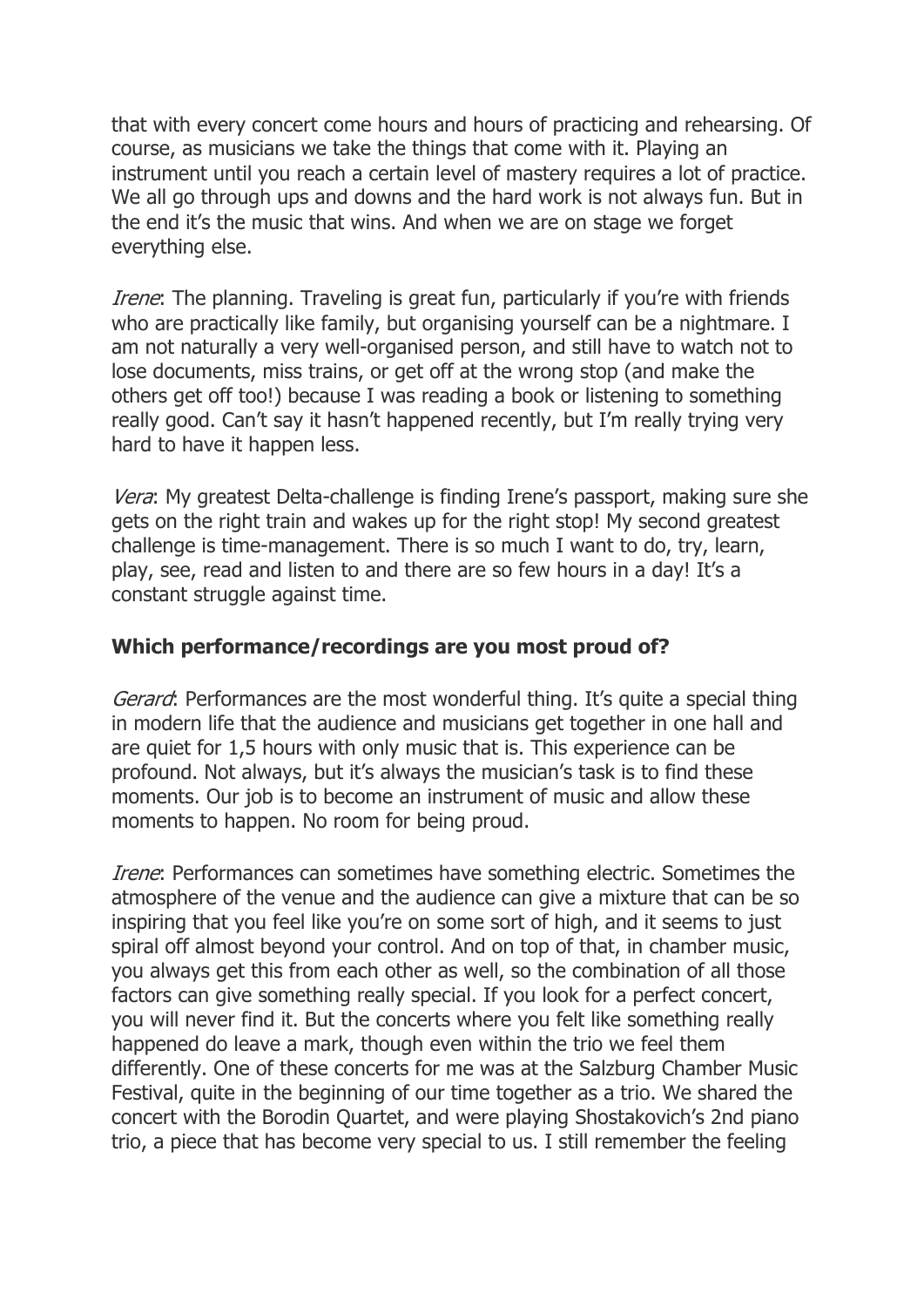that with every concert come hours and hours of practicing and rehearsing. Of course, as musicians we take the things that come with it. Playing an instrument until you reach a certain level of mastery requires a lot of practice. We all go through ups and downs and the hard work is not always fun. But in the end it's the music that wins. And when we are on stage we forget everything else.

*Irene*: The planning. Traveling is great fun, particularly if you're with friends who are practically like family, but organising yourself can be a nightmare. I am not naturally a very well-organised person, and still have to watch not to lose documents, miss trains, or get off at the wrong stop (and make the others get off too!) because I was reading a book or listening to something really good. Can't say it hasn't happened recently, but I'm really trying very hard to have it happen less.

*Vera*: My greatest Delta-challenge is finding Irene's passport, making sure she gets on the right train and wakes up for the right stop! My second greatest challenge is time-management. There is so much I want to do, try, learn, play, see, read and listen to and there are so few hours in a day! It's a constant struggle against time.

**Which performance/recordings are you most proud of?**

*Gerard*: Performances are the most wonderful thing. It's quite a special thing in modern life that the audience and musicians get together in one hall and are quiet for 1,5 hours with only music that is. This experience can be profound. Not always, but it's always the musician's task is to find these moments. Our job is to become an instrument of music and allow these moments to happen. No room for being proud.

*Irene*: Performances can sometimes have something electric. Sometimes the atmosphere of the venue and the audience can give a mixture that can be so inspiring that you feel like you're on some sort of high, and it seems to just spiral off almost beyond your control. And on top of that, in chamber music, you always get this from each other as well, so the combination of all those factors can give something really special. If you look for a perfect concert, you will never find it. But the concerts where you felt like something really happened do leave a mark, though even within the trio we feel them differently. One of these concerts for me was at the Salzburg Chamber Music Festival, quite in the beginning of our time together as a trio. We shared the concert with the Borodin Quartet, and were playing Shostakovich's 2nd piano trio, a piece that has become very special to us. I still remember the feeling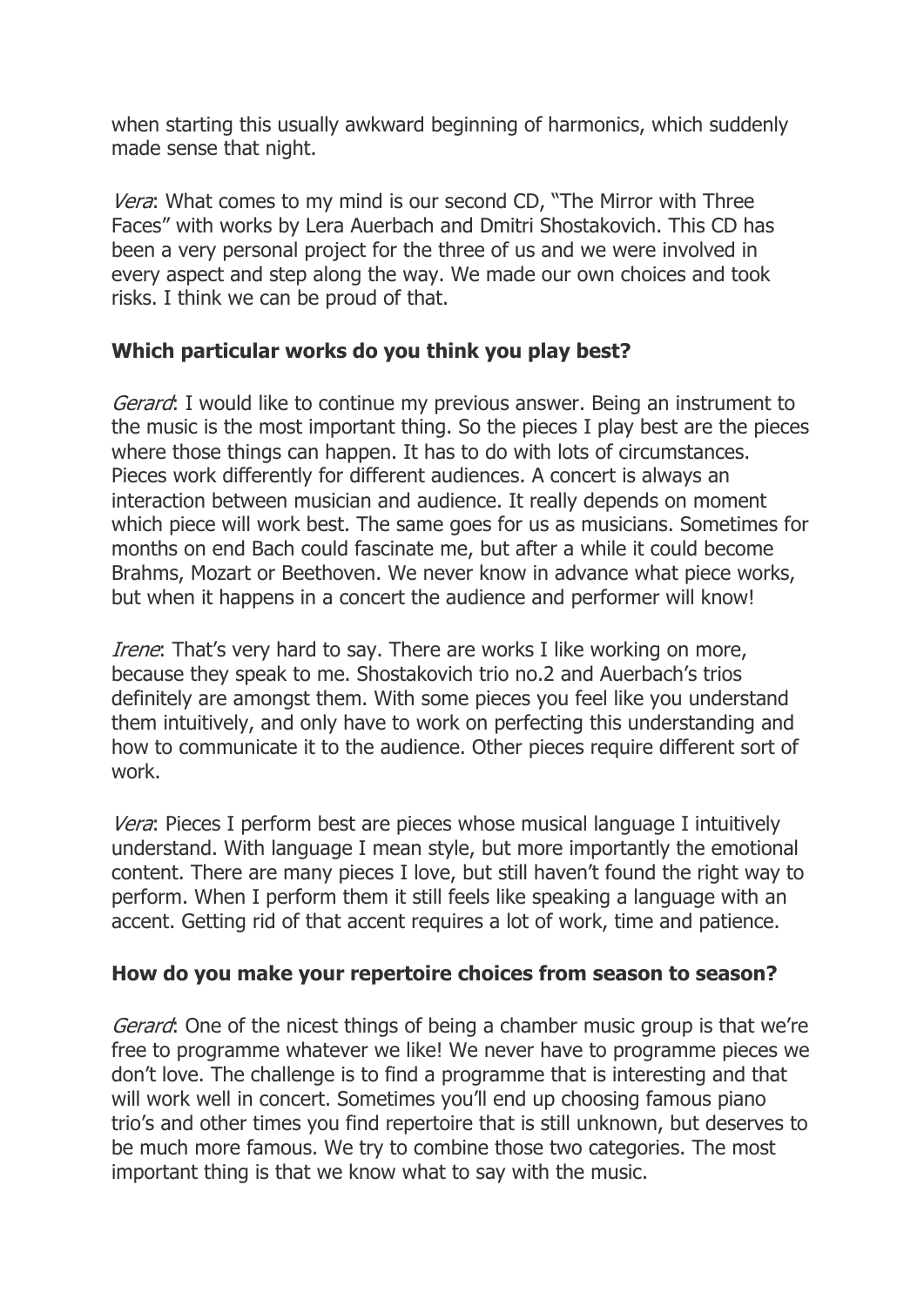when starting this usually awkward beginning of harmonics, which suddenly made sense that night.

*Vera*: What comes to my mind is our second CD, "The Mirror with Three Faces" with works by Lera Auerbach and Dmitri Shostakovich. This CD has been a very personal project for the three of us and we were involved in every aspect and step along the way. We made our own choices and took risks. I think we can be proud of that.

**Which particular works do you think you play best?**

*Gerard*: I would like to continue my previous answer. Being an instrument to the music is the most important thing. So the pieces I play best are the pieces where those things can happen. It has to do with lots of circumstances. Pieces work differently for different audiences. A concert is always an interaction between musician and audience. It really depends on moment which piece will work best. The same goes for us as musicians. Sometimes for months on end Bach could fascinate me, but after a while it could become Brahms, Mozart or Beethoven. We never know in advance what piece works, but when it happens in a concert the audience and performer will know!

*Irene*: That's very hard to say. There are works I like working on more, because they speak to me. Shostakovich trio no.2 and Auerbach's trios definitely are amongst them. With some pieces you feel like you understand them intuitively, and only have to work on perfecting this understanding and how to communicate it to the audience. Other pieces require different sort of work.

*Vera*: Pieces I perform best are pieces whose musical language I intuitively understand. With language I mean style, but more importantly the emotional content. There are many pieces I love, but still haven't found the right way to perform. When I perform them it still feels like speaking a language with an accent. Getting rid of that accent requires a lot of work, time and patience.

**How do you make your repertoire choices from season to season?**

*Gerard*: One of the nicest things of being a chamber music group is that we're free to programme whatever we like! We never have to programme pieces we don't love. The challenge is to find a programme that is interesting and that will work well in concert. Sometimes you'll end up choosing famous piano trio's and other times you find repertoire that is still unknown, but deserves to be much more famous. We try to combine those two categories. The most important thing is that we know what to say with the music.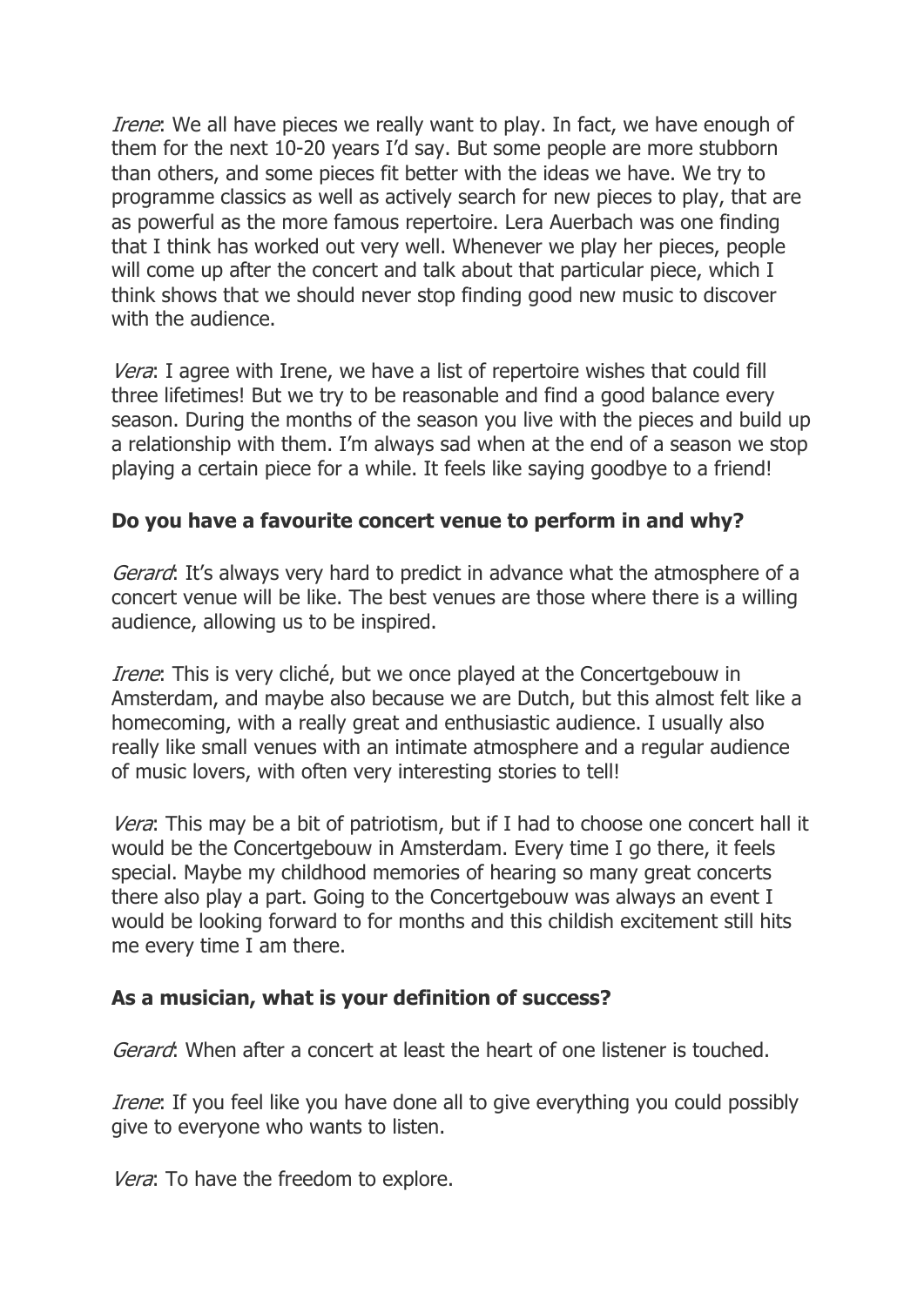*Irene*: We all have pieces we really want to play. In fact, we have enough of them for the next 10-20 years I'd say. But some people are more stubborn than others, and some pieces fit better with the ideas we have. We try to programme classics as well as actively search for new pieces to play, that are as powerful as the more famous repertoire. Lera Auerbach was one finding that I think has worked out very well. Whenever we play her pieces, people will come up after the concert and talk about that particular piece, which I think shows that we should never stop finding good new music to discover with the audience.

*Vera*: I agree with Irene, we have a list of repertoire wishes that could fill three lifetimes! But we try to be reasonable and find a good balance every season. During the months of the season you live with the pieces and build up a relationship with them. I'm always sad when at the end of a season we stop playing a certain piece for a while. It feels like saying goodbye to a friend!

**Do you have a favourite concert venue to perform in and why?**

*Gerard*: It's always very hard to predict in advance what the atmosphere of a concert venue will be like. The best venues are those where there is a willing audience, allowing us to be inspired.

*Irene*: This is very cliché, but we once played at the Concertgebouw in Amsterdam, and maybe also because we are Dutch, but this almost felt like a homecoming, with a really great and enthusiastic audience. I usually also really like small venues with an intimate atmosphere and a regular audience of music lovers, with often very interesting stories to tell!

*Vera*: This may be a bit of patriotism, but if I had to choose one concert hall it would be the Concertgebouw in Amsterdam. Every time I go there, it feels special. Maybe my childhood memories of hearing so many great concerts there also play a part. Going to the Concertgebouw was always an event I would be looking forward to for months and this childish excitement still hits me every time I am there.

**As a musician, what is your definition of success?**

*Gerard*: When after a concert at least the heart of one listener is touched.

*Irene*: If you feel like you have done all to give everything you could possibly give to everyone who wants to listen.

*Vera*: To have the freedom to explore.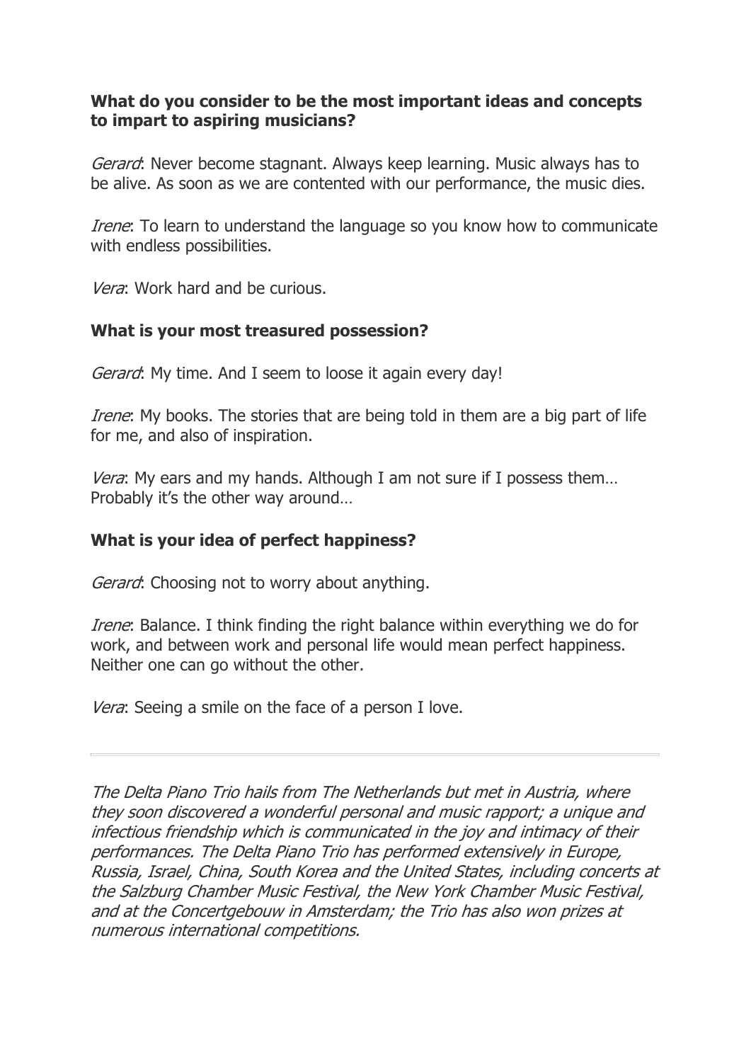**What do you consider to be the most important ideas and concepts to impart to aspiring musicians?**

*Gerard*: Never become stagnant. Always keep learning. Music always has to be alive. As soon as we are contented with our performance, the music dies.

*Irene*: To learn to understand the language so you know how to communicate with endless possibilities.

*Vera*: Work hard and be curious.

**What is your most treasured possession?**

*Gerard*: My time. And I seem to loose it again every day!

*Irene*: My books. The stories that are being told in them are a big part of life for me, and also of inspiration.

*Vera*: My ears and my hands. Although I am not sure if I possess them… Probably it's the other way around…

**What is your idea of perfect happiness?**

*Gerard*: Choosing not to worry about anything.

*Irene*: Balance. I think finding the right balance within everything we do for work, and between work and personal life would mean perfect happiness. Neither one can go without the other.

*Vera*: Seeing a smile on the face of a person I love.

---

*The Delta Piano Trio hails from The Netherlands but met in Austria, where they soon discovered a wonderful personal and music rapport; a unique and infectious friendship which is communicated in the joy and intimacy of their performances. The Delta Piano Trio has performed extensively in Europe, Russia, Israel, China, South Korea and the United States, including concerts at the Salzburg Chamber Music Festival, the New York Chamber Music Festival, and at the Concertgebouw in Amsterdam; the Trio has also won prizes at numerous international competitions.*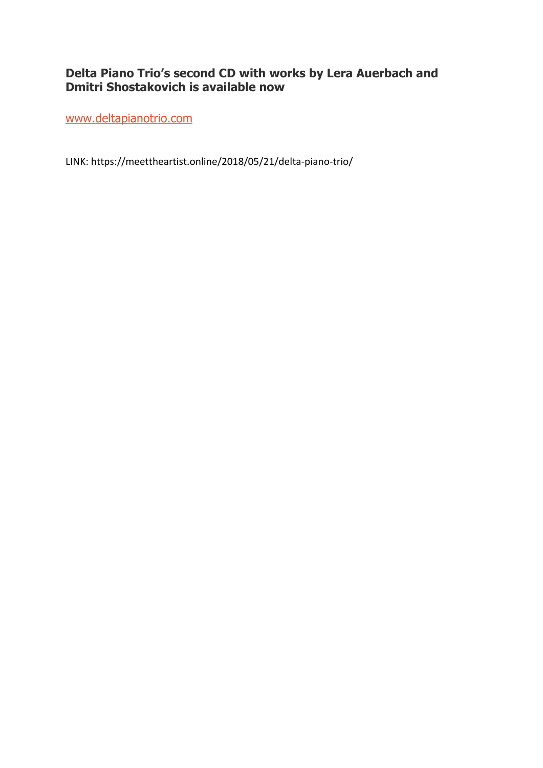**Delta Piano Trio's second CD with works by Lera Auerbach and Dmitri Shostakovich is available now**

[www.deltapianotrio.com](http://www.deltapianotrio.com)

LINK: https://meettheartist.online/2018/05/21/delta-piano-trio/